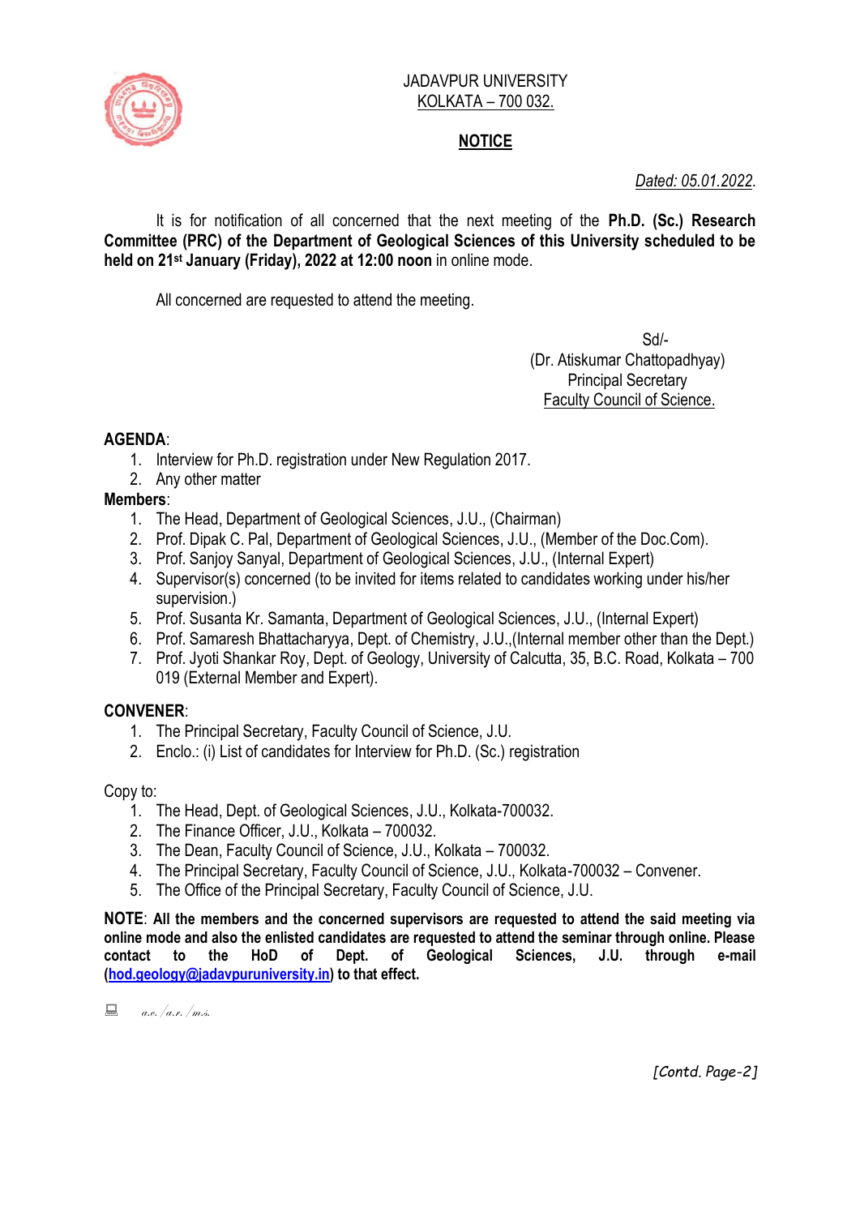JADAVPUR UNIVERSITY
KOLKATA – 700 032.

**NOTICE**

*Dated: 05.01.2022.*

It is for notification of all concerned that the next meeting of the **Ph.D. (Sc.) Research Committee (PRC) of the Department of Geological Sciences of this University scheduled to be held on 21st January (Friday), 2022 at 12:00 noon** in online mode.

All concerned are requested to attend the meeting.

Sd/-
(Dr. Atiskumar Chattopadhyay)
Principal Secretary
Faculty Council of Science.

**AGENDA**:

1. Interview for Ph.D. registration under New Regulation 2017.
2. Any other matter

**Members**:

1. The Head, Department of Geological Sciences, J.U., (Chairman)
2. Prof. Dipak C. Pal, Department of Geological Sciences, J.U., (Member of the Doc.Com).
3. Prof. Sanjoy Sanyal, Department of Geological Sciences, J.U., (Internal Expert)
4. Supervisor(s) concerned (to be invited for items related to candidates working under his/her supervision.)
5. Prof. Susanta Kr. Samanta, Department of Geological Sciences, J.U., (Internal Expert)
6. Prof. Samaresh Bhattacharyya, Dept. of Chemistry, J.U.,(Internal member other than the Dept.)
7. Prof. Jyoti Shankar Roy, Dept. of Geology, University of Calcutta, 35, B.C. Road, Kolkata – 700 019 (External Member and Expert).

**CONVENER**:

1. The Principal Secretary, Faculty Council of Science, J.U.
2. Enclo.: (i) List of candidates for Interview for Ph.D. (Sc.) registration

Copy to:

1. The Head, Dept. of Geological Sciences, J.U., Kolkata-700032.
2. The Finance Officer, J.U., Kolkata – 700032.
3. The Dean, Faculty Council of Science, J.U., Kolkata – 700032.
4. The Principal Secretary, Faculty Council of Science, J.U., Kolkata-700032 – Convener.
5. The Office of the Principal Secretary, Faculty Council of Science, J.U.

**NOTE**: **All the members and the concerned supervisors are requested to attend the said meeting via online mode and also the enlisted candidates are requested to attend the seminar through online. Please contact to the HoD of Dept. of Geological Sciences, J.U. through e-mail (hod.geology@jadavpuruniversity.in) to that effect.**

*a.c./a.r./m.s.*

*[Contd. Page-2]*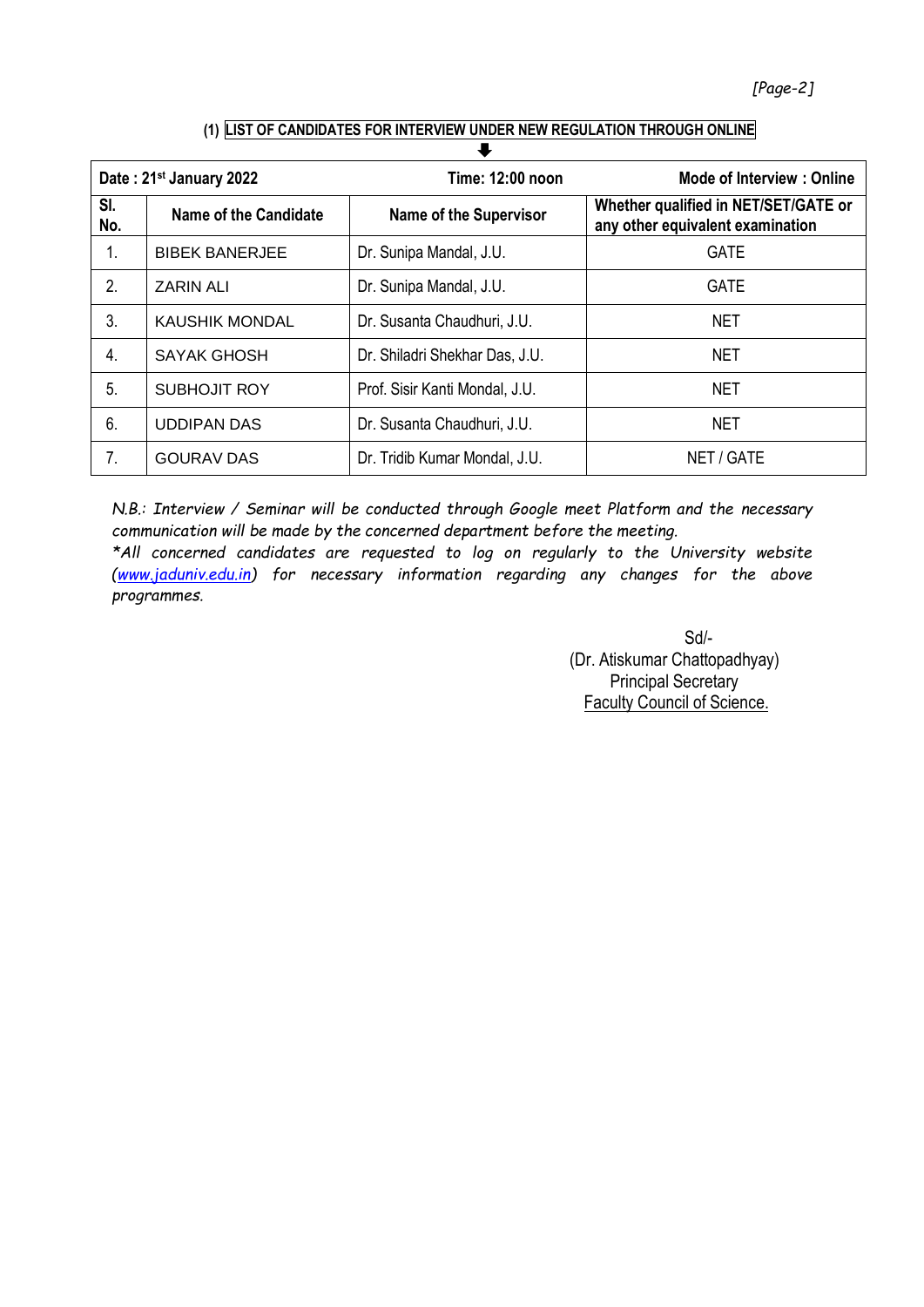**(1) LIST OF CANDIDATES FOR INTERVIEW UNDER NEW REGULATION THROUGH ONLINE**

| Date : 21st January 2022 | | Time: 12:00 noon | Mode of Interview : Online |
|---|---|---|---|
| Sl. No. | Name of the Candidate | Name of the Supervisor | Whether qualified in NET/SET/GATE or any other equivalent examination |
| 1. | BIBEK BANERJEE | Dr. Sunipa Mandal, J.U. | GATE |
| 2. | ZARIN ALI | Dr. Sunipa Mandal, J.U. | GATE |
| 3. | KAUSHIK MONDAL | Dr. Susanta Chaudhuri, J.U. | NET |
| 4. | SAYAK GHOSH | Dr. Shiladri Shekhar Das, J.U. | NET |
| 5. | SUBHOJIT ROY | Prof. Sisir Kanti Mondal, J.U. | NET |
| 6. | UDDIPAN DAS | Dr. Susanta Chaudhuri, J.U. | NET |
| 7. | GOURAV DAS | Dr. Tridib Kumar Mondal, J.U. | NET / GATE |

*N.B.: Interview / Seminar will be conducted through Google meet Platform and the necessary communication will be made by the concerned department before the meeting.*

*\*All concerned candidates are requested to log on regularly to the University website (www.jaduniv.edu.in) for necessary information regarding any changes for the above programmes.*

Sd/-
(Dr. Atiskumar Chattopadhyay)
Principal Secretary
Faculty Council of Science.